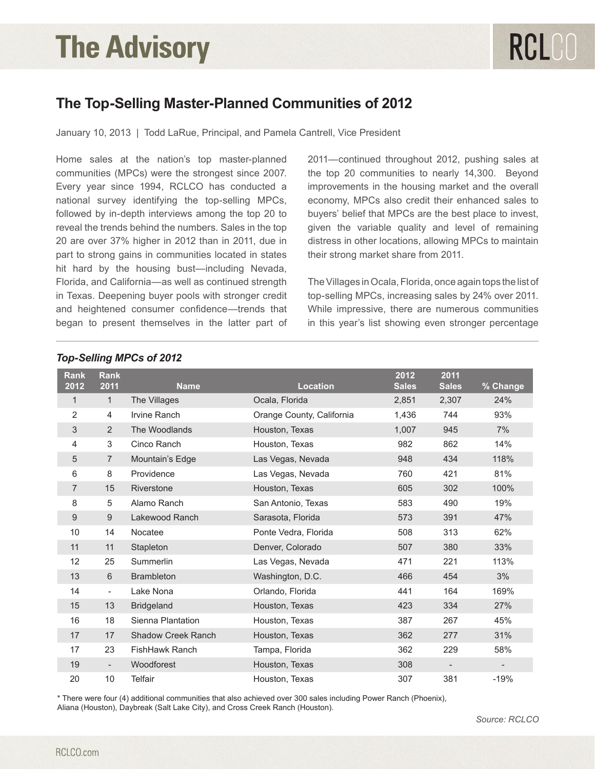# The Advisory

## The Top-Selling Master-Planned Communities of 2012

January 10, 2013 | Todd LaRue, Principal, and Pamela Cantrell, Vice President

Home sales at the nation's top master-planned communities (MPCs) were the strongest since 2007. Every year since 1994, RCLCO has conducted a national survey identifying the top-selling MPCs, followed by in-depth interviews among the top 20 to reveal the trends behind the numbers. Sales in the top 20 are over 37% higher in 2012 than in 2011, due in part to strong gains in communities located in states hit hard by the housing bust—including Nevada, Florida, and California—as well as continued strength in Texas. Deepening buyer pools with stronger credit and heightened consumer confidence—trends that began to present themselves in the latter part of 2011—continued throughout 2012, pushing sales at the top 20 communities to nearly 14,300. Beyond improvements in the housing market and the overall economy, MPCs also credit their enhanced sales to buyers' belief that MPCs are the best place to invest, given the variable quality and level of remaining distress in other locations, allowing MPCs to maintain their strong market share from 2011.

The Villages in Ocala, Florida, once again tops the list of top-selling MPCs, increasing sales by 24% over 2011. While impressive, there are numerous communities in this year's list showing even stronger percentage

***Top-Selling MPCs of 2012***

| Rank 2012 | Rank 2011 | Name | Location | 2012 Sales | 2011 Sales | % Change |
|---|---|---|---|---|---|---|
| 1 | 1 | The Villages | Ocala, Florida | 2,851 | 2,307 | 24% |
| 2 | 4 | Irvine Ranch | Orange County, California | 1,436 | 744 | 93% |
| 3 | 2 | The Woodlands | Houston, Texas | 1,007 | 945 | 7% |
| 4 | 3 | Cinco Ranch | Houston, Texas | 982 | 862 | 14% |
| 5 | 7 | Mountain's Edge | Las Vegas, Nevada | 948 | 434 | 118% |
| 6 | 8 | Providence | Las Vegas, Nevada | 760 | 421 | 81% |
| 7 | 15 | Riverstone | Houston, Texas | 605 | 302 | 100% |
| 8 | 5 | Alamo Ranch | San Antonio, Texas | 583 | 490 | 19% |
| 9 | 9 | Lakewood Ranch | Sarasota, Florida | 573 | 391 | 47% |
| 10 | 14 | Nocatee | Ponte Vedra, Florida | 508 | 313 | 62% |
| 11 | 11 | Stapleton | Denver, Colorado | 507 | 380 | 33% |
| 12 | 25 | Summerlin | Las Vegas, Nevada | 471 | 221 | 113% |
| 13 | 6 | Brambleton | Washington, D.C. | 466 | 454 | 3% |
| 14 | - | Lake Nona | Orlando, Florida | 441 | 164 | 169% |
| 15 | 13 | Bridgeland | Houston, Texas | 423 | 334 | 27% |
| 16 | 18 | Sienna Plantation | Houston, Texas | 387 | 267 | 45% |
| 17 | 17 | Shadow Creek Ranch | Houston, Texas | 362 | 277 | 31% |
| 17 | 23 | FishHawk Ranch | Tampa, Florida | 362 | 229 | 58% |
| 19 | - | Woodforest | Houston, Texas | 308 | - | - |
| 20 | 10 | Telfair | Houston, Texas | 307 | 381 | -19% |

* There were four (4) additional communities that also achieved over 300 sales including Power Ranch (Phoenix), Aliana (Houston), Daybreak (Salt Lake City), and Cross Creek Ranch (Houston).

*Source: RCLCO*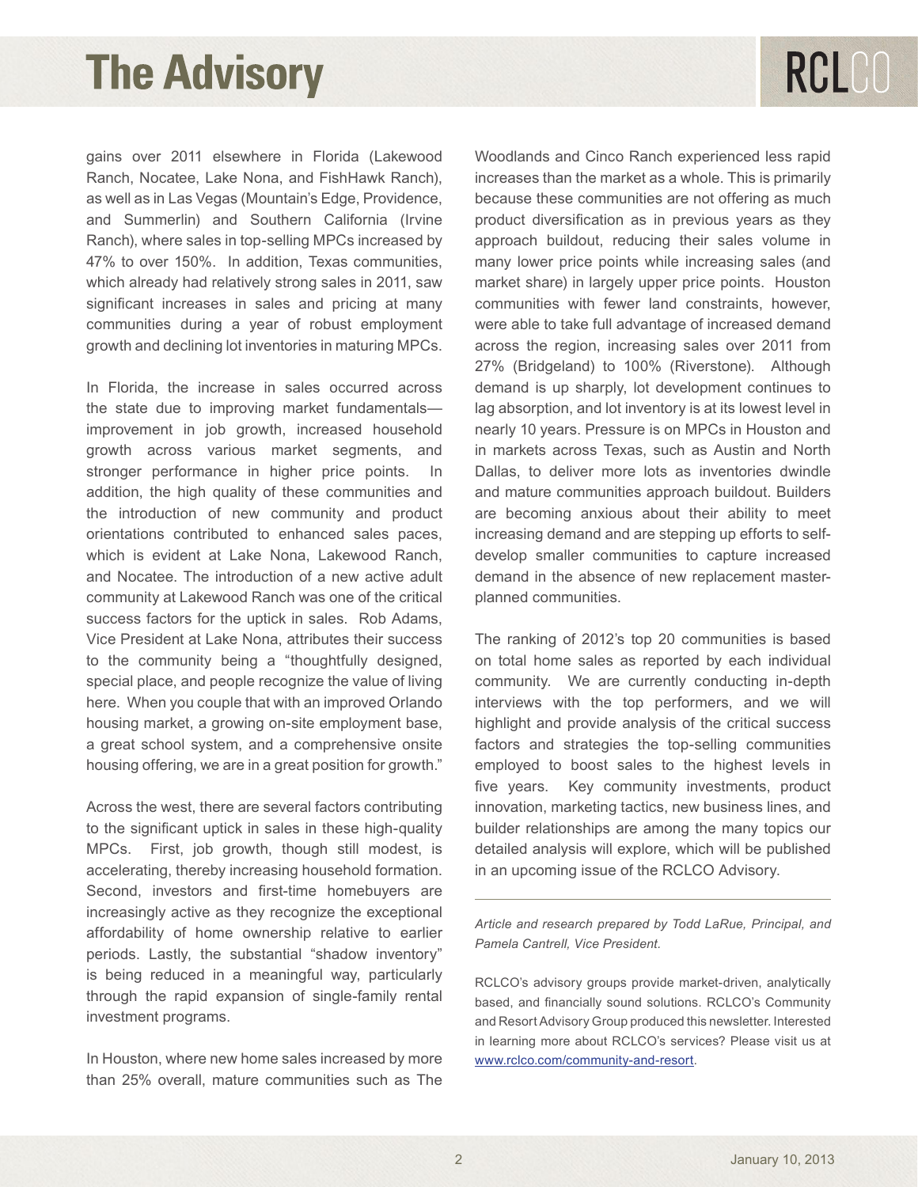gains over 2011 elsewhere in Florida (Lakewood Ranch, Nocatee, Lake Nona, and FishHawk Ranch), as well as in Las Vegas (Mountain's Edge, Providence, and Summerlin) and Southern California (Irvine Ranch), where sales in top-selling MPCs increased by 47% to over 150%. In addition, Texas communities, which already had relatively strong sales in 2011, saw significant increases in sales and pricing at many communities during a year of robust employment growth and declining lot inventories in maturing MPCs.

In Florida, the increase in sales occurred across the state due to improving market fundamentals—improvement in job growth, increased household growth across various market segments, and stronger performance in higher price points. In addition, the high quality of these communities and the introduction of new community and product orientations contributed to enhanced sales paces, which is evident at Lake Nona, Lakewood Ranch, and Nocatee. The introduction of a new active adult community at Lakewood Ranch was one of the critical success factors for the uptick in sales. Rob Adams, Vice President at Lake Nona, attributes their success to the community being a "thoughtfully designed, special place, and people recognize the value of living here. When you couple that with an improved Orlando housing market, a growing on-site employment base, a great school system, and a comprehensive onsite housing offering, we are in a great position for growth."

Across the west, there are several factors contributing to the significant uptick in sales in these high-quality MPCs. First, job growth, though still modest, is accelerating, thereby increasing household formation. Second, investors and first-time homebuyers are increasingly active as they recognize the exceptional affordability of home ownership relative to earlier periods. Lastly, the substantial "shadow inventory" is being reduced in a meaningful way, particularly through the rapid expansion of single-family rental investment programs.

In Houston, where new home sales increased by more than 25% overall, mature communities such as The Woodlands and Cinco Ranch experienced less rapid increases than the market as a whole. This is primarily because these communities are not offering as much product diversification as in previous years as they approach buildout, reducing their sales volume in many lower price points while increasing sales (and market share) in largely upper price points. Houston communities with fewer land constraints, however, were able to take full advantage of increased demand across the region, increasing sales over 2011 from 27% (Bridgeland) to 100% (Riverstone). Although demand is up sharply, lot development continues to lag absorption, and lot inventory is at its lowest level in nearly 10 years. Pressure is on MPCs in Houston and in markets across Texas, such as Austin and North Dallas, to deliver more lots as inventories dwindle and mature communities approach buildout. Builders are becoming anxious about their ability to meet increasing demand and are stepping up efforts to self-develop smaller communities to capture increased demand in the absence of new replacement master-planned communities.

The ranking of 2012's top 20 communities is based on total home sales as reported by each individual community. We are currently conducting in-depth interviews with the top performers, and we will highlight and provide analysis of the critical success factors and strategies the top-selling communities employed to boost sales to the highest levels in five years. Key community investments, product innovation, marketing tactics, new business lines, and builder relationships are among the many topics our detailed analysis will explore, which will be published in an upcoming issue of the RCLCO Advisory.

---

*Article and research prepared by Todd LaRue, Principal, and Pamela Cantrell, Vice President.*

RCLCO's advisory groups provide market-driven, analytically based, and financially sound solutions. RCLCO's Community and Resort Advisory Group produced this newsletter. Interested in learning more about RCLCO's services? Please visit us at [www.rclco.com/community-and-resort](www.rclco.com/community-and-resort).